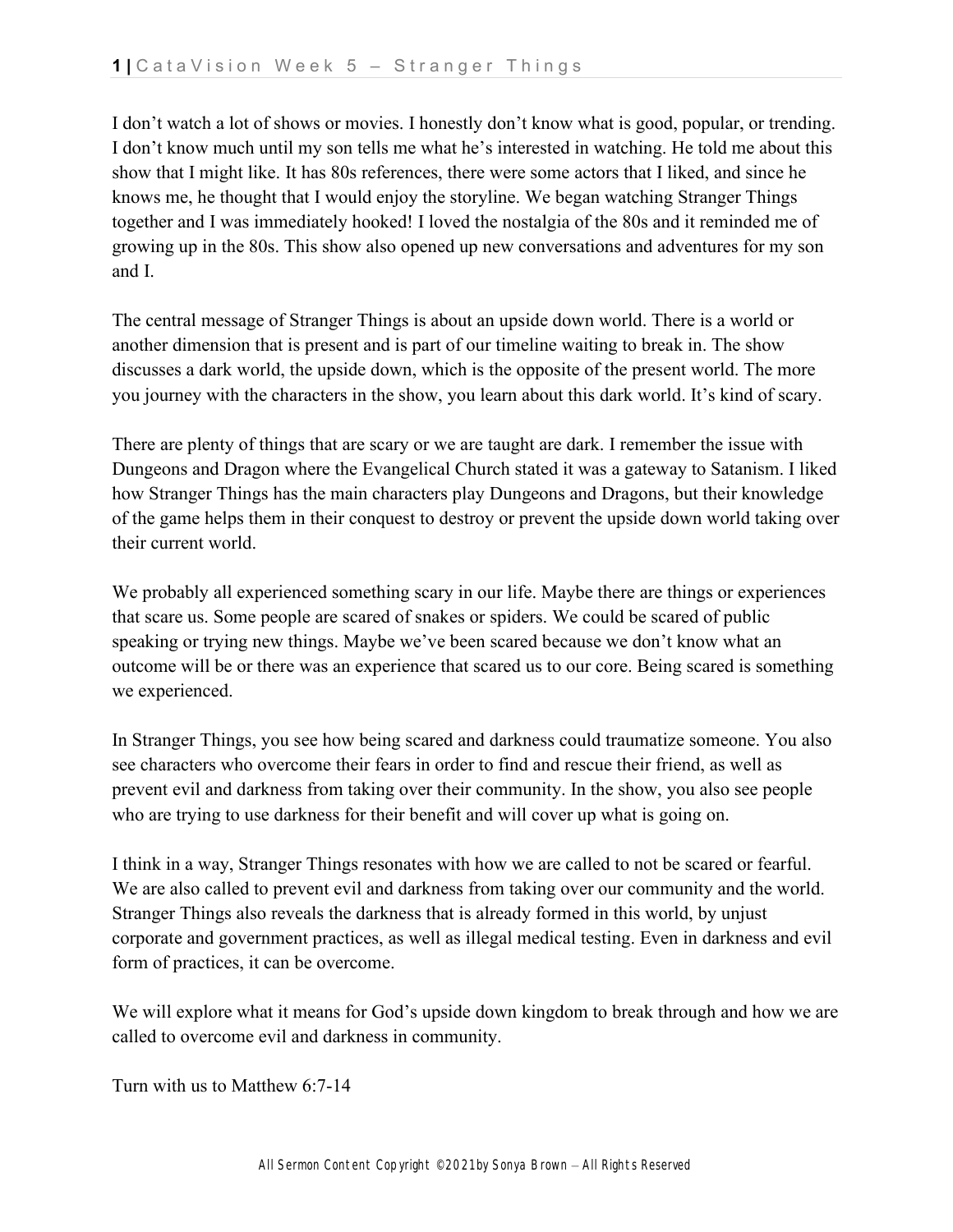I don't watch a lot of shows or movies. I honestly don't know what is good, popular, or trending. I don't know much until my son tells me what he's interested in watching. He told me about this show that I might like. It has 80s references, there were some actors that I liked, and since he knows me, he thought that I would enjoy the storyline. We began watching Stranger Things together and I was immediately hooked! I loved the nostalgia of the 80s and it reminded me of growing up in the 80s. This show also opened up new conversations and adventures for my son and I.

The central message of Stranger Things is about an upside down world. There is a world or another dimension that is present and is part of our timeline waiting to break in. The show discusses a dark world, the upside down, which is the opposite of the present world. The more you journey with the characters in the show, you learn about this dark world. It's kind of scary.

There are plenty of things that are scary or we are taught are dark. I remember the issue with Dungeons and Dragon where the Evangelical Church stated it was a gateway to Satanism. I liked how Stranger Things has the main characters play Dungeons and Dragons, but their knowledge of the game helps them in their conquest to destroy or prevent the upside down world taking over their current world.

We probably all experienced something scary in our life. Maybe there are things or experiences that scare us. Some people are scared of snakes or spiders. We could be scared of public speaking or trying new things. Maybe we've been scared because we don't know what an outcome will be or there was an experience that scared us to our core. Being scared is something we experienced.

In Stranger Things, you see how being scared and darkness could traumatize someone. You also see characters who overcome their fears in order to find and rescue their friend, as well as prevent evil and darkness from taking over their community. In the show, you also see people who are trying to use darkness for their benefit and will cover up what is going on.

I think in a way, Stranger Things resonates with how we are called to not be scared or fearful. We are also called to prevent evil and darkness from taking over our community and the world. Stranger Things also reveals the darkness that is already formed in this world, by unjust corporate and government practices, as well as illegal medical testing. Even in darkness and evil form of practices, it can be overcome.

We will explore what it means for God's upside down kingdom to break through and how we are called to overcome evil and darkness in community.

Turn with us to Matthew 6:7-14

All Sermon Content Copyright ©2021 by Sonya Brown – All Rights Reserved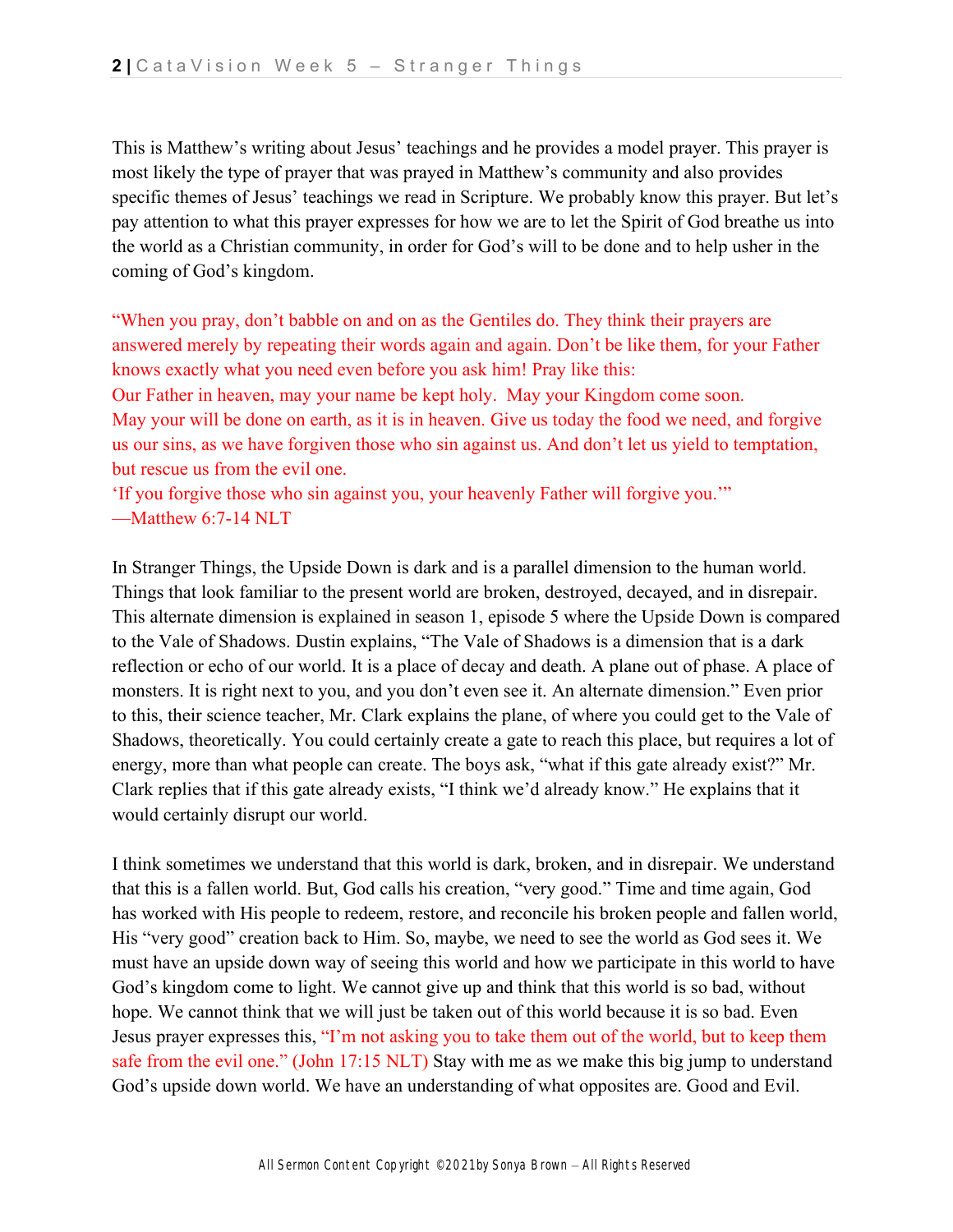This is Matthew's writing about Jesus' teachings and he provides a model prayer. This prayer is most likely the type of prayer that was prayed in Matthew's community and also provides specific themes of Jesus' teachings we read in Scripture. We probably know this prayer. But let's pay attention to what this prayer expresses for how we are to let the Spirit of God breathe us into the world as a Christian community, in order for God's will to be done and to help usher in the coming of God's kingdom.

"When you pray, don't babble on and on as the Gentiles do. They think their prayers are answered merely by repeating their words again and again. Don't be like them, for your Father knows exactly what you need even before you ask him! Pray like this:
Our Father in heaven, may your name be kept holy. May your Kingdom come soon.
May your will be done on earth, as it is in heaven. Give us today the food we need, and forgive us our sins, as we have forgiven those who sin against us. And don't let us yield to temptation, but rescue us from the evil one.
'If you forgive those who sin against you, your heavenly Father will forgive you.'"
—Matthew 6:7-14 NLT

In Stranger Things, the Upside Down is dark and is a parallel dimension to the human world. Things that look familiar to the present world are broken, destroyed, decayed, and in disrepair. This alternate dimension is explained in season 1, episode 5 where the Upside Down is compared to the Vale of Shadows. Dustin explains, "The Vale of Shadows is a dimension that is a dark reflection or echo of our world. It is a place of decay and death. A plane out of phase. A place of monsters. It is right next to you, and you don't even see it. An alternate dimension." Even prior to this, their science teacher, Mr. Clark explains the plane, of where you could get to the Vale of Shadows, theoretically. You could certainly create a gate to reach this place, but requires a lot of energy, more than what people can create. The boys ask, "what if this gate already exist?" Mr. Clark replies that if this gate already exists, "I think we'd already know." He explains that it would certainly disrupt our world.

I think sometimes we understand that this world is dark, broken, and in disrepair. We understand that this is a fallen world. But, God calls his creation, "very good." Time and time again, God has worked with His people to redeem, restore, and reconcile his broken people and fallen world, His "very good" creation back to Him. So, maybe, we need to see the world as God sees it. We must have an upside down way of seeing this world and how we participate in this world to have God's kingdom come to light. We cannot give up and think that this world is so bad, without hope. We cannot think that we will just be taken out of this world because it is so bad. Even Jesus prayer expresses this, "I'm not asking you to take them out of the world, but to keep them safe from the evil one." (John 17:15 NLT) Stay with me as we make this big jump to understand God's upside down world. We have an understanding of what opposites are. Good and Evil.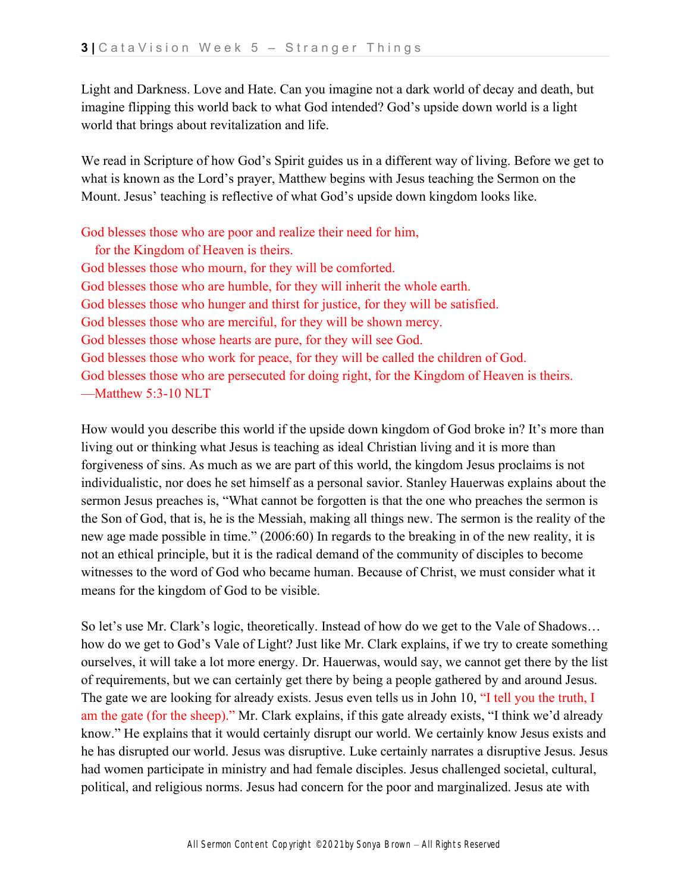Light and Darkness. Love and Hate. Can you imagine not a dark world of decay and death, but imagine flipping this world back to what God intended? God's upside down world is a light world that brings about revitalization and life.

We read in Scripture of how God's Spirit guides us in a different way of living. Before we get to what is known as the Lord's prayer, Matthew begins with Jesus teaching the Sermon on the Mount. Jesus' teaching is reflective of what God's upside down kingdom looks like.

God blesses those who are poor and realize their need for him,
  for the Kingdom of Heaven is theirs.
God blesses those who mourn, for they will be comforted.
God blesses those who are humble, for they will inherit the whole earth.
God blesses those who hunger and thirst for justice, for they will be satisfied.
God blesses those who are merciful, for they will be shown mercy.
God blesses those whose hearts are pure, for they will see God.
God blesses those who work for peace, for they will be called the children of God.
God blesses those who are persecuted for doing right, for the Kingdom of Heaven is theirs.
—Matthew 5:3-10 NLT

How would you describe this world if the upside down kingdom of God broke in? It's more than living out or thinking what Jesus is teaching as ideal Christian living and it is more than forgiveness of sins. As much as we are part of this world, the kingdom Jesus proclaims is not individualistic, nor does he set himself as a personal savior. Stanley Hauerwas explains about the sermon Jesus preaches is, "What cannot be forgotten is that the one who preaches the sermon is the Son of God, that is, he is the Messiah, making all things new. The sermon is the reality of the new age made possible in time." (2006:60) In regards to the breaking in of the new reality, it is not an ethical principle, but it is the radical demand of the community of disciples to become witnesses to the word of God who became human. Because of Christ, we must consider what it means for the kingdom of God to be visible.

So let's use Mr. Clark's logic, theoretically. Instead of how do we get to the Vale of Shadows… how do we get to God's Vale of Light? Just like Mr. Clark explains, if we try to create something ourselves, it will take a lot more energy. Dr. Hauerwas, would say, we cannot get there by the list of requirements, but we can certainly get there by being a people gathered by and around Jesus. The gate we are looking for already exists. Jesus even tells us in John 10, "I tell you the truth, I am the gate (for the sheep)." Mr. Clark explains, if this gate already exists, "I think we'd already know." He explains that it would certainly disrupt our world. We certainly know Jesus exists and he has disrupted our world. Jesus was disruptive. Luke certainly narrates a disruptive Jesus. Jesus had women participate in ministry and had female disciples. Jesus challenged societal, cultural, political, and religious norms. Jesus had concern for the poor and marginalized. Jesus ate with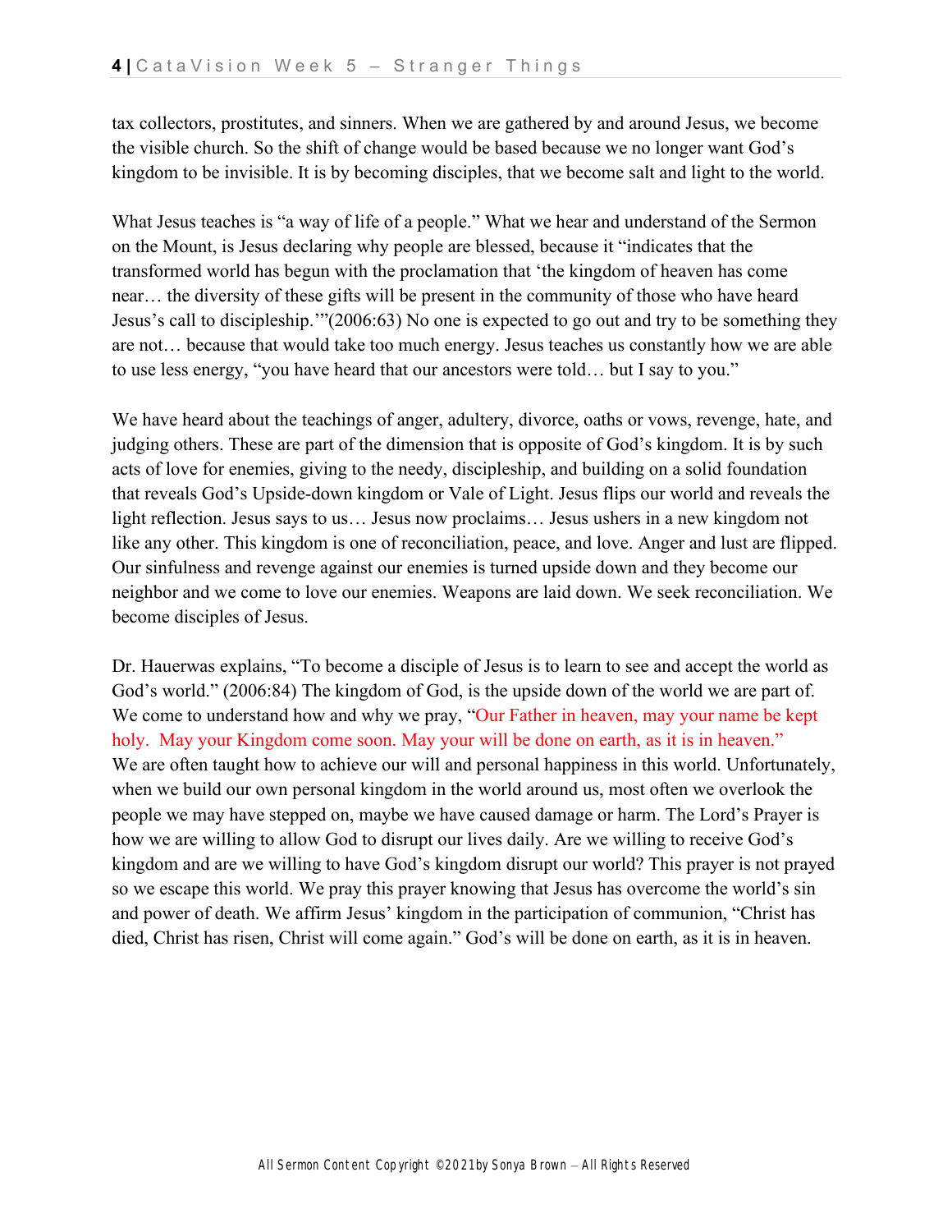tax collectors, prostitutes, and sinners. When we are gathered by and around Jesus, we become the visible church. So the shift of change would be based because we no longer want God's kingdom to be invisible. It is by becoming disciples, that we become salt and light to the world.

What Jesus teaches is "a way of life of a people." What we hear and understand of the Sermon on the Mount, is Jesus declaring why people are blessed, because it "indicates that the transformed world has begun with the proclamation that 'the kingdom of heaven has come near… the diversity of these gifts will be present in the community of those who have heard Jesus's call to discipleship.'"(2006:63) No one is expected to go out and try to be something they are not… because that would take too much energy. Jesus teaches us constantly how we are able to use less energy, "you have heard that our ancestors were told… but I say to you."

We have heard about the teachings of anger, adultery, divorce, oaths or vows, revenge, hate, and judging others. These are part of the dimension that is opposite of God's kingdom. It is by such acts of love for enemies, giving to the needy, discipleship, and building on a solid foundation that reveals God's Upside-down kingdom or Vale of Light. Jesus flips our world and reveals the light reflection. Jesus says to us… Jesus now proclaims… Jesus ushers in a new kingdom not like any other. This kingdom is one of reconciliation, peace, and love. Anger and lust are flipped. Our sinfulness and revenge against our enemies is turned upside down and they become our neighbor and we come to love our enemies. Weapons are laid down. We seek reconciliation. We become disciples of Jesus.

Dr. Hauerwas explains, "To become a disciple of Jesus is to learn to see and accept the world as God's world." (2006:84) The kingdom of God, is the upside down of the world we are part of. We come to understand how and why we pray, "Our Father in heaven, may your name be kept holy.  May your Kingdom come soon. May your will be done on earth, as it is in heaven." We are often taught how to achieve our will and personal happiness in this world. Unfortunately, when we build our own personal kingdom in the world around us, most often we overlook the people we may have stepped on, maybe we have caused damage or harm. The Lord's Prayer is how we are willing to allow God to disrupt our lives daily. Are we willing to receive God's kingdom and are we willing to have God's kingdom disrupt our world? This prayer is not prayed so we escape this world. We pray this prayer knowing that Jesus has overcome the world's sin and power of death. We affirm Jesus' kingdom in the participation of communion, "Christ has died, Christ has risen, Christ will come again." God's will be done on earth, as it is in heaven.